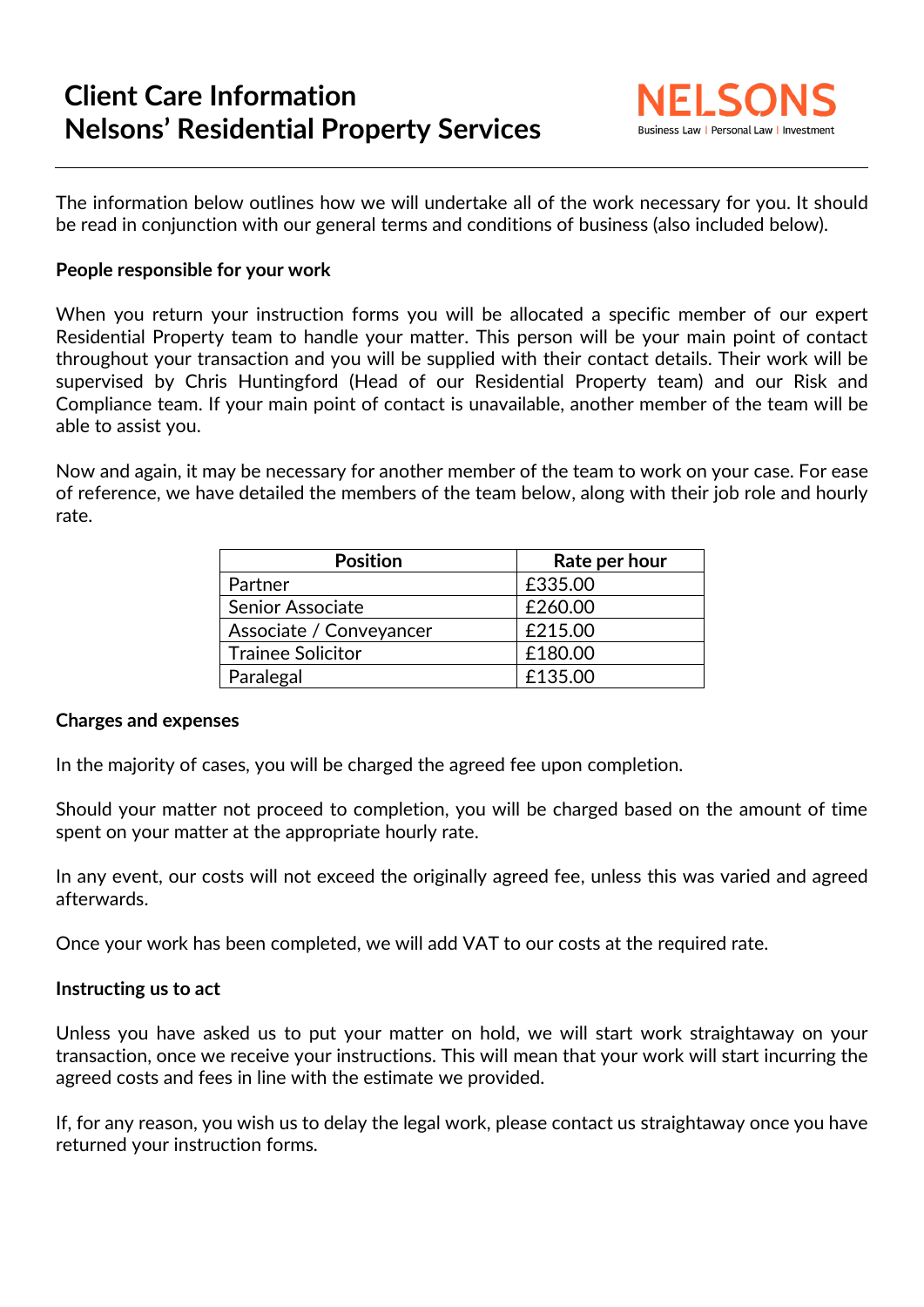# Client Care Information
# Nelsons' Residential Property Services

NELSONS
Business Law | Personal Law | Investment

The information below outlines how we will undertake all of the work necessary for you. It should be read in conjunction with our general terms and conditions of business (also included below).

**People responsible for your work**

When you return your instruction forms you will be allocated a specific member of our expert Residential Property team to handle your matter. This person will be your main point of contact throughout your transaction and you will be supplied with their contact details. Their work will be supervised by Chris Huntingford (Head of our Residential Property team) and our Risk and Compliance team. If your main point of contact is unavailable, another member of the team will be able to assist you.

Now and again, it may be necessary for another member of the team to work on your case. For ease of reference, we have detailed the members of the team below, along with their job role and hourly rate.

| Position | Rate per hour |
|---|---|
| Partner | £335.00 |
| Senior Associate | £260.00 |
| Associate / Conveyancer | £215.00 |
| Trainee Solicitor | £180.00 |
| Paralegal | £135.00 |

**Charges and expenses**

In the majority of cases, you will be charged the agreed fee upon completion.

Should your matter not proceed to completion, you will be charged based on the amount of time spent on your matter at the appropriate hourly rate.

In any event, our costs will not exceed the originally agreed fee, unless this was varied and agreed afterwards.

Once your work has been completed, we will add VAT to our costs at the required rate.

**Instructing us to act**

Unless you have asked us to put your matter on hold, we will start work straightaway on your transaction, once we receive your instructions. This will mean that your work will start incurring the agreed costs and fees in line with the estimate we provided.

If, for any reason, you wish us to delay the legal work, please contact us straightaway once you have returned your instruction forms.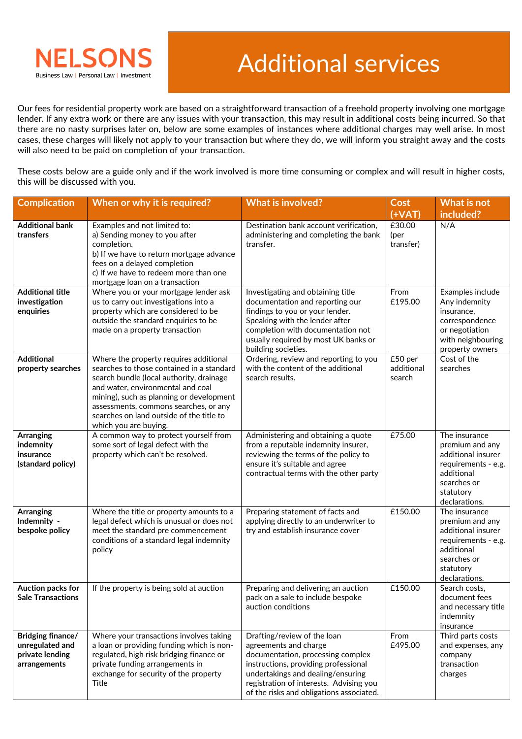# Additional services

NELSONS
Business Law | Personal Law | Investment

Our fees for residential property work are based on a straightforward transaction of a freehold property involving one mortgage lender. If any extra work or there are any issues with your transaction, this may result in additional costs being incurred. So that there are no nasty surprises later on, below are some examples of instances where additional charges may well arise. In most cases, these charges will likely not apply to your transaction but where they do, we will inform you straight away and the costs will also need to be paid on completion of your transaction.

These costs below are a guide only and if the work involved is more time consuming or complex and will result in higher costs, this will be discussed with you.

| Complication | When or why it is required? | What is involved? | Cost (+VAT) | What is not included? |
|---|---|---|---|---|
| **Additional bank transfers** | Examples and not limited to:<br>a) Sending money to you after completion.<br>b) If we have to return mortgage advance fees on a delayed completion<br>c) If we have to redeem more than one mortgage loan on a transaction | Destination bank account verification, administering and completing the bank transfer. | £30.00 (per transfer) | N/A |
| **Additional title investigation enquiries** | Where you or your mortgage lender ask us to carry out investigations into a property which are considered to be outside the standard enquiries to be made on a property transaction | Investigating and obtaining title documentation and reporting our findings to you or your lender. Speaking with the lender after completion with documentation not usually required by most UK banks or building societies. | From £195.00 | Examples include Any indemnity insurance, correspondence or negotiation with neighbouring property owners |
| **Additional property searches** | Where the property requires additional searches to those contained in a standard search bundle (local authority, drainage and water, environmental and coal mining), such as planning or development assessments, commons searches, or any searches on land outside of the title to which you are buying. | Ordering, review and reporting to you with the content of the additional search results. | £50 per additional search | Cost of the searches |
| **Arranging indemnity insurance (standard policy)** | A common way to protect yourself from some sort of legal defect with the property which can't be resolved. | Administering and obtaining a quote from a reputable indemnity insurer, reviewing the terms of the policy to ensure it's suitable and agree contractual terms with the other party | £75.00 | The insurance premium and any additional insurer requirements - e.g. additional searches or statutory declarations. |
| **Arranging Indemnity - bespoke policy** | Where the title or property amounts to a legal defect which is unusual or does not meet the standard pre commencement conditions of a standard legal indemnity policy | Preparing statement of facts and applying directly to an underwriter to try and establish insurance cover | £150.00 | The insurance premium and any additional insurer requirements - e.g. additional searches or statutory declarations. |
| **Auction packs for Sale Transactions** | If the property is being sold at auction | Preparing and delivering an auction pack on a sale to include bespoke auction conditions | £150.00 | Search costs, document fees and necessary title indemnity insurance |
| **Bridging finance/ unregulated and private lending arrangements** | Where your transactions involves taking a loan or providing funding which is non-regulated, high risk bridging finance or private funding arrangements in exchange for security of the property Title | Drafting/review of the loan agreements and charge documentation, processing complex instructions, providing professional undertakings and dealing/ensuring registration of interests. Advising you of the risks and obligations associated. | From £495.00 | Third parts costs and expenses, any company transaction charges |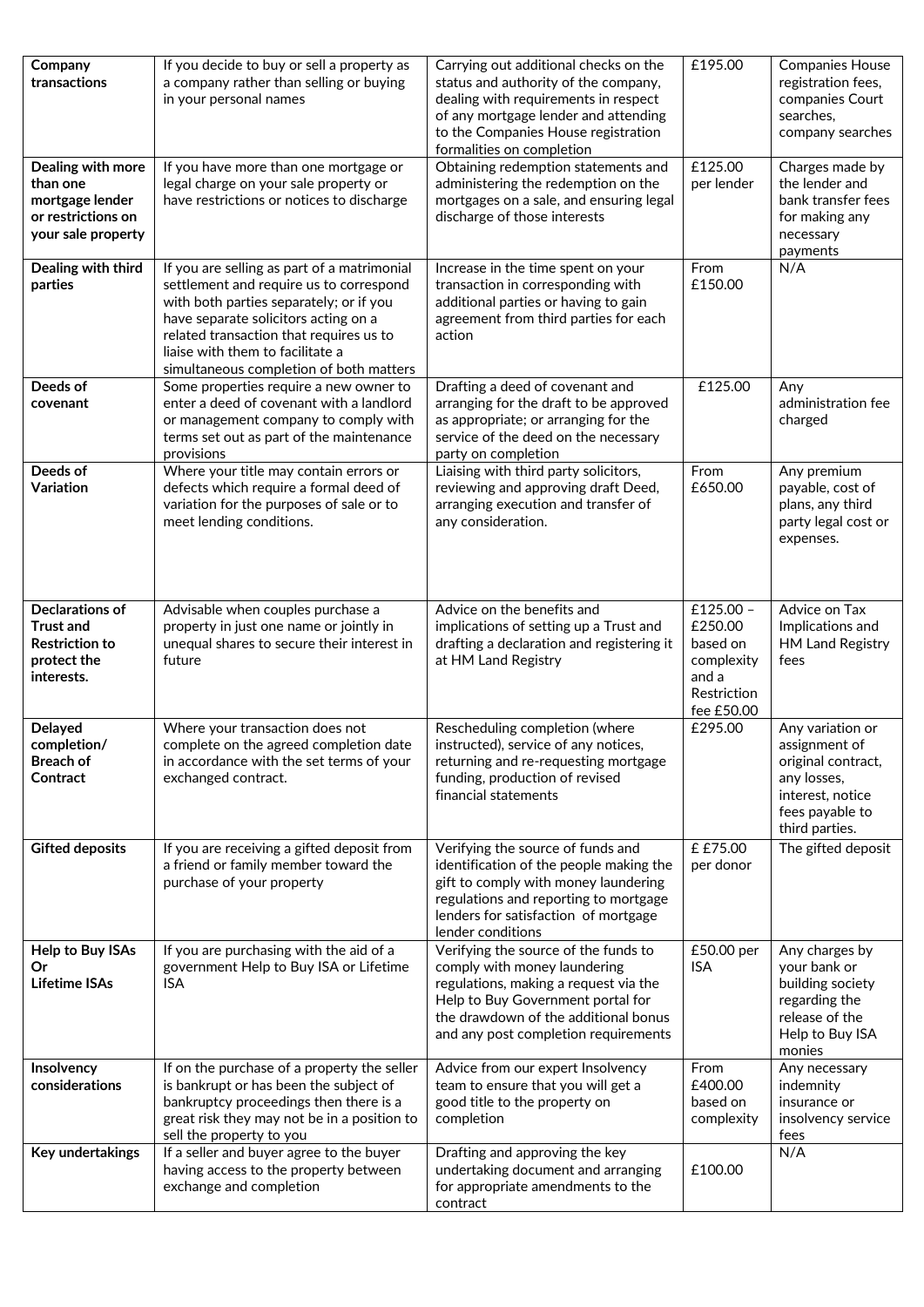| **Company transactions** | If you decide to buy or sell a property as a company rather than selling or buying in your personal names | Carrying out additional checks on the status and authority of the company, dealing with requirements in respect of any mortgage lender and attending to the Companies House registration formalities on completion | £195.00 | Companies House registration fees, companies Court searches, company searches |
|---|---|---|---|---|
| **Dealing with more than one mortgage lender or restrictions on your sale property** | If you have more than one mortgage or legal charge on your sale property or have restrictions or notices to discharge | Obtaining redemption statements and administering the redemption on the mortgages on a sale, and ensuring legal discharge of those interests | £125.00 per lender | Charges made by the lender and bank transfer fees for making any necessary payments |
| **Dealing with third parties** | If you are selling as part of a matrimonial settlement and require us to correspond with both parties separately; or if you have separate solicitors acting on a related transaction that requires us to liaise with them to facilitate a simultaneous completion of both matters | Increase in the time spent on your transaction in corresponding with additional parties or having to gain agreement from third parties for each action | From £150.00 | N/A |
| **Deeds of covenant** | Some properties require a new owner to enter a deed of covenant with a landlord or management company to comply with terms set out as part of the maintenance provisions | Drafting a deed of covenant and arranging for the draft to be approved as appropriate; or arranging for the service of the deed on the necessary party on completion | £125.00 | Any administration fee charged |
| **Deeds of Variation** | Where your title may contain errors or defects which require a formal deed of variation for the purposes of sale or to meet lending conditions. | Liaising with third party solicitors, reviewing and approving draft Deed, arranging execution and transfer of any consideration. | From £650.00 | Any premium payable, cost of plans, any third party legal cost or expenses. |
| **Declarations of Trust and Restriction to protect the interests.** | Advisable when couples purchase a property in just one name or jointly in unequal shares to secure their interest in future | Advice on the benefits and implications of setting up a Trust and drafting a declaration and registering it at HM Land Registry | £125.00 – £250.00 based on complexity and a Restriction fee £50.00 | Advice on Tax Implications and HM Land Registry fees |
| **Delayed completion/ Breach of Contract** | Where your transaction does not complete on the agreed completion date in accordance with the set terms of your exchanged contract. | Rescheduling completion (where instructed), service of any notices, returning and re-requesting mortgage funding, production of revised financial statements | £295.00 | Any variation or assignment of original contract, any losses, interest, notice fees payable to third parties. |
| **Gifted deposits** | If you are receiving a gifted deposit from a friend or family member toward the purchase of your property | Verifying the source of funds and identification of the people making the gift to comply with money laundering regulations and reporting to mortgage lenders for satisfaction of mortgage lender conditions | £ £75.00 per donor | The gifted deposit |
| **Help to Buy ISAs Or Lifetime ISAs** | If you are purchasing with the aid of a government Help to Buy ISA or Lifetime ISA | Verifying the source of the funds to comply with money laundering regulations, making a request via the Help to Buy Government portal for the drawdown of the additional bonus and any post completion requirements | £50.00 per ISA | Any charges by your bank or building society regarding the release of the Help to Buy ISA monies |
| **Insolvency considerations** | If on the purchase of a property the seller is bankrupt or has been the subject of bankruptcy proceedings then there is a great risk they may not be in a position to sell the property to you | Advice from our expert Insolvency team to ensure that you will get a good title to the property on completion | From £400.00 based on complexity | Any necessary indemnity insurance or insolvency service fees |
| **Key undertakings** | If a seller and buyer agree to the buyer having access to the property between exchange and completion | Drafting and approving the key undertaking document and arranging for appropriate amendments to the contract | £100.00 | N/A |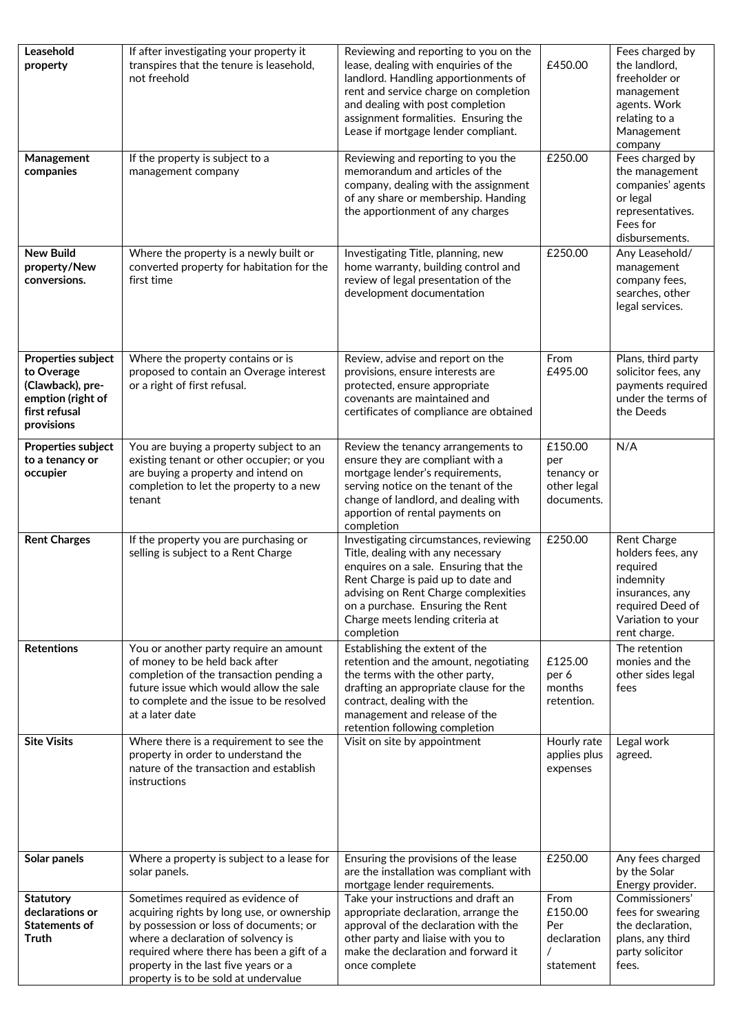| **Leasehold property** | If after investigating your property it transpires that the tenure is leasehold, not freehold | Reviewing and reporting to you on the lease, dealing with enquiries of the landlord. Handling apportionments of rent and service charge on completion and dealing with post completion assignment formalities. Ensuring the Lease if mortgage lender compliant. | £450.00 | Fees charged by the landlord, freeholder or management agents. Work relating to a Management company |
|---|---|---|---|---|
| **Management companies** | If the property is subject to a management company | Reviewing and reporting to you the memorandum and articles of the company, dealing with the assignment of any share or membership. Handing the apportionment of any charges | £250.00 | Fees charged by the management companies' agents or legal representatives. Fees for disbursements. |
| **New Build property/New conversions.** | Where the property is a newly built or converted property for habitation for the first time | Investigating Title, planning, new home warranty, building control and review of legal presentation of the development documentation | £250.00 | Any Leasehold/ management company fees, searches, other legal services. |
| **Properties subject to Overage (Clawback), pre-emption (right of first refusal provisions** | Where the property contains or is proposed to contain an Overage interest or a right of first refusal. | Review, advise and report on the provisions, ensure interests are protected, ensure appropriate covenants are maintained and certificates of compliance are obtained | From £495.00 | Plans, third party solicitor fees, any payments required under the terms of the Deeds |
| **Properties subject to a tenancy or occupier** | You are buying a property subject to an existing tenant or other occupier; or you are buying a property and intend on completion to let the property to a new tenant | Review the tenancy arrangements to ensure they are compliant with a mortgage lender's requirements, serving notice on the tenant of the change of landlord, and dealing with apportion of rental payments on completion | £150.00 per tenancy or other legal documents. | N/A |
| **Rent Charges** | If the property you are purchasing or selling is subject to a Rent Charge | Investigating circumstances, reviewing Title, dealing with any necessary enquires on a sale. Ensuring that the Rent Charge is paid up to date and advising on Rent Charge complexities on a purchase. Ensuring the Rent Charge meets lending criteria at completion | £250.00 | Rent Charge holders fees, any required indemnity insurances, any required Deed of Variation to your rent charge. |
| **Retentions** | You or another party require an amount of money to be held back after completion of the transaction pending a future issue which would allow the sale to complete and the issue to be resolved at a later date | Establishing the extent of the retention and the amount, negotiating the terms with the other party, drafting an appropriate clause for the contract, dealing with the management and release of the retention following completion | £125.00 per 6 months retention. | The retention monies and the other sides legal fees |
| **Site Visits** | Where there is a requirement to see the property in order to understand the nature of the transaction and establish instructions | Visit on site by appointment | Hourly rate applies plus expenses | Legal work agreed. |
| **Solar panels** | Where a property is subject to a lease for solar panels. | Ensuring the provisions of the lease are the installation was compliant with mortgage lender requirements. | £250.00 | Any fees charged by the Solar Energy provider. |
| **Statutory declarations or Statements of Truth** | Sometimes required as evidence of acquiring rights by long use, or ownership by possession or loss of documents; or where a declaration of solvency is required where there has been a gift of a property in the last five years or a property is to be sold at undervalue | Take your instructions and draft an appropriate declaration, arrange the approval of the declaration with the other party and liaise with you to make the declaration and forward it once complete | From £150.00 Per declaration / statement | Commissioners' fees for swearing the declaration, plans, any third party solicitor fees. |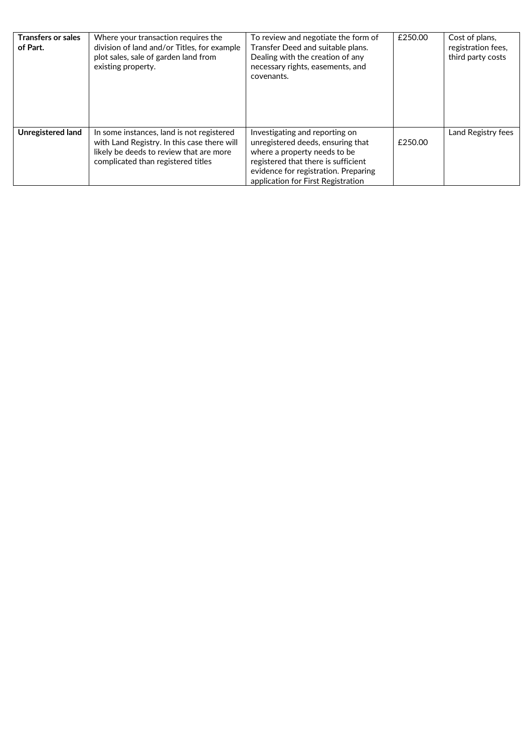| | | | | |
|---|---|---|---|---|
| **Transfers or sales of Part.** | Where your transaction requires the division of land and/or Titles, for example plot sales, sale of garden land from existing property. | To review and negotiate the form of Transfer Deed and suitable plans. Dealing with the creation of any necessary rights, easements, and covenants. | £250.00 | Cost of plans, registration fees, third party costs |
| **Unregistered land** | In some instances, land is not registered with Land Registry. In this case there will likely be deeds to review that are more complicated than registered titles | Investigating and reporting on unregistered deeds, ensuring that where a property needs to be registered that there is sufficient evidence for registration. Preparing application for First Registration | £250.00 | Land Registry fees |